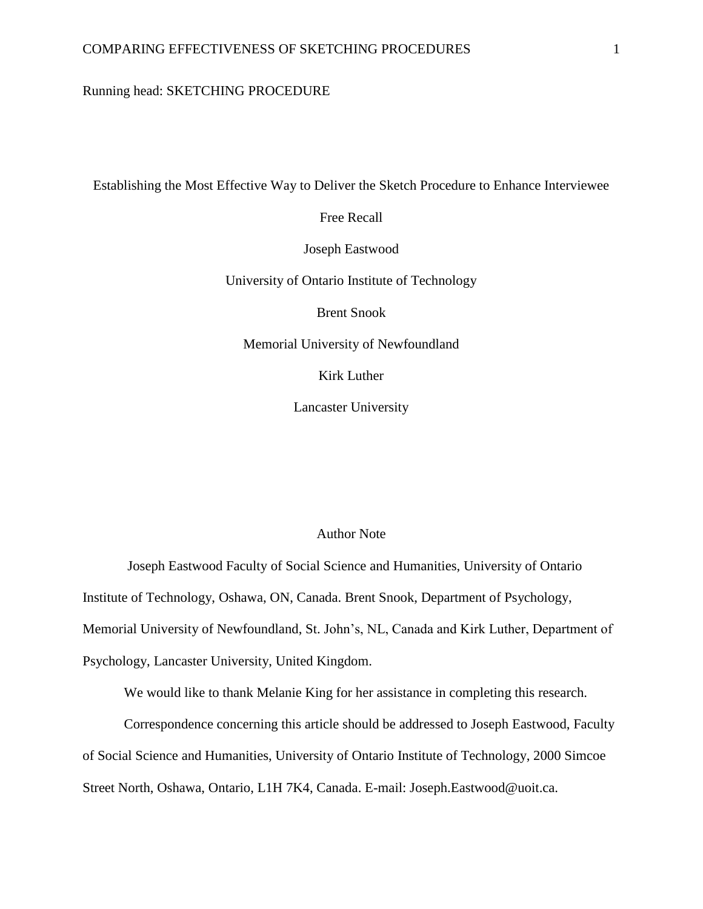Running head: SKETCHING PROCEDURE

# Establishing the Most Effective Way to Deliver the Sketch Procedure to Enhance Interviewee Free Recall

Joseph Eastwood

University of Ontario Institute of Technology

Brent Snook

Memorial University of Newfoundland

Kirk Luther

Lancaster University

## Author Note

Joseph Eastwood Faculty of Social Science and Humanities, University of Ontario Institute of Technology, Oshawa, ON, Canada. Brent Snook, Department of Psychology, Memorial University of Newfoundland, St. John's, NL, Canada and Kirk Luther, Department of Psychology, Lancaster University, United Kingdom.

We would like to thank Melanie King for her assistance in completing this research.

Correspondence concerning this article should be addressed to Joseph Eastwood, Faculty of Social Science and Humanities, University of Ontario Institute of Technology, 2000 Simcoe Street North, Oshawa, Ontario, L1H 7K4, Canada. E-mail: Joseph.Eastwood@uoit.ca.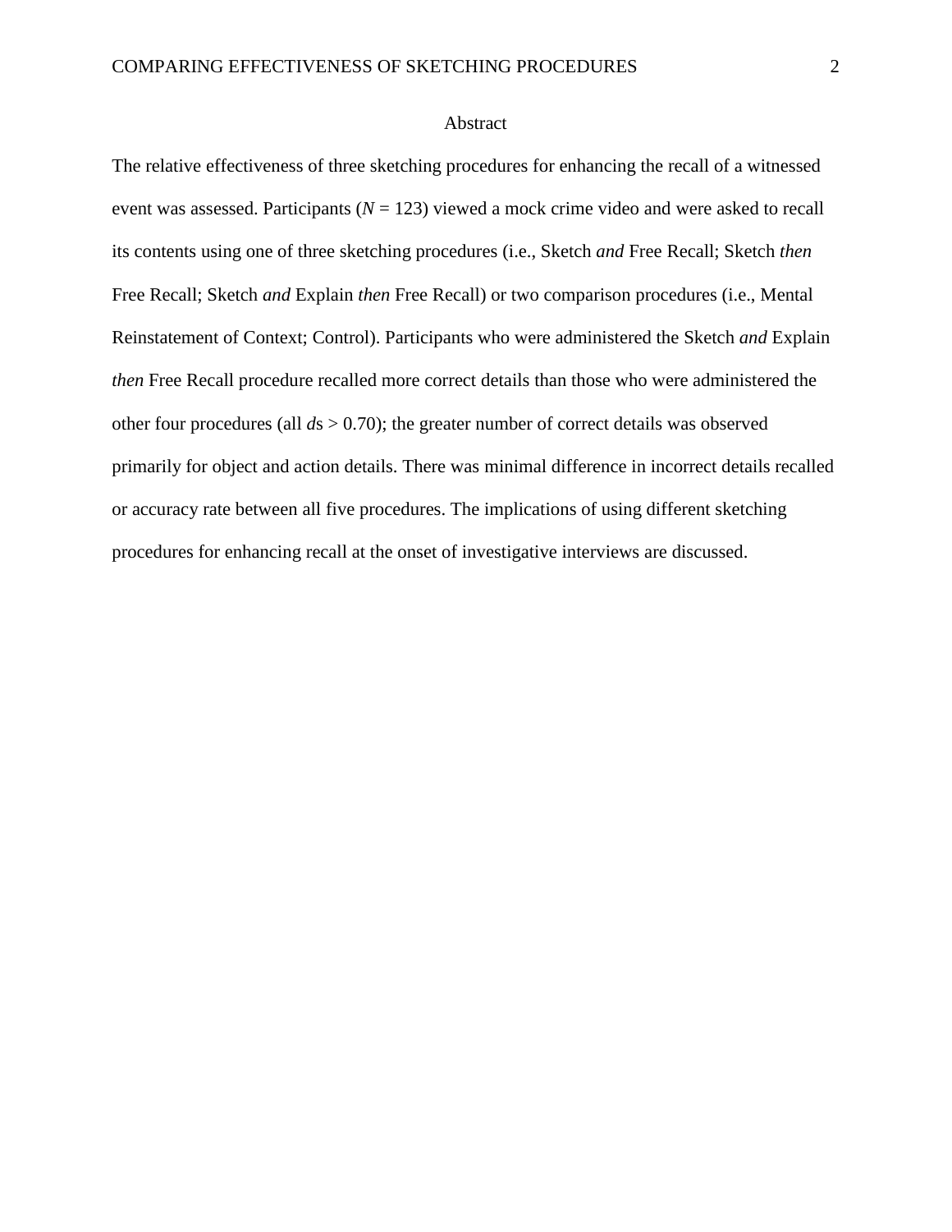# Abstract

The relative effectiveness of three sketching procedures for enhancing the recall of a witnessed event was assessed. Participants ($N = 123$) viewed a mock crime video and were asked to recall its contents using one of three sketching procedures (i.e., Sketch *and* Free Recall; Sketch *then* Free Recall; Sketch *and* Explain *then* Free Recall) or two comparison procedures (i.e., Mental Reinstatement of Context; Control). Participants who were administered the Sketch *and* Explain *then* Free Recall procedure recalled more correct details than those who were administered the other four procedures (all *d*s > 0.70); the greater number of correct details was observed primarily for object and action details. There was minimal difference in incorrect details recalled or accuracy rate between all five procedures. The implications of using different sketching procedures for enhancing recall at the onset of investigative interviews are discussed.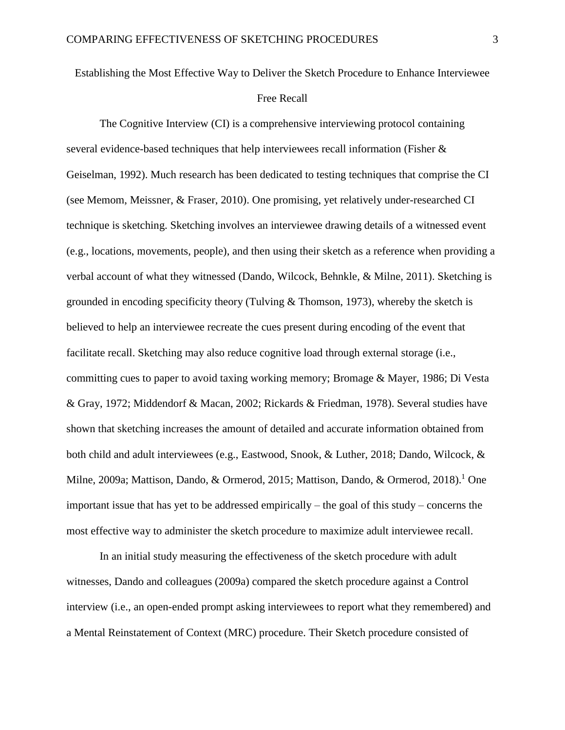# Establishing the Most Effective Way to Deliver the Sketch Procedure to Enhance Interviewee Free Recall

The Cognitive Interview (CI) is a comprehensive interviewing protocol containing several evidence-based techniques that help interviewees recall information (Fisher & Geiselman, 1992). Much research has been dedicated to testing techniques that comprise the CI (see Memom, Meissner, & Fraser, 2010). One promising, yet relatively under-researched CI technique is sketching. Sketching involves an interviewee drawing details of a witnessed event (e.g., locations, movements, people), and then using their sketch as a reference when providing a verbal account of what they witnessed (Dando, Wilcock, Behnkle, & Milne, 2011). Sketching is grounded in encoding specificity theory (Tulving & Thomson, 1973), whereby the sketch is believed to help an interviewee recreate the cues present during encoding of the event that facilitate recall. Sketching may also reduce cognitive load through external storage (i.e., committing cues to paper to avoid taxing working memory; Bromage & Mayer, 1986; Di Vesta & Gray, 1972; Middendorf & Macan, 2002; Rickards & Friedman, 1978). Several studies have shown that sketching increases the amount of detailed and accurate information obtained from both child and adult interviewees (e.g., Eastwood, Snook, & Luther, 2018; Dando, Wilcock, & Milne, 2009a; Mattison, Dando, & Ormerod, 2015; Mattison, Dando, & Ormerod, 2018).[1] One important issue that has yet to be addressed empirically – the goal of this study – concerns the most effective way to administer the sketch procedure to maximize adult interviewee recall.

In an initial study measuring the effectiveness of the sketch procedure with adult witnesses, Dando and colleagues (2009a) compared the sketch procedure against a Control interview (i.e., an open-ended prompt asking interviewees to report what they remembered) and a Mental Reinstatement of Context (MRC) procedure. Their Sketch procedure consisted of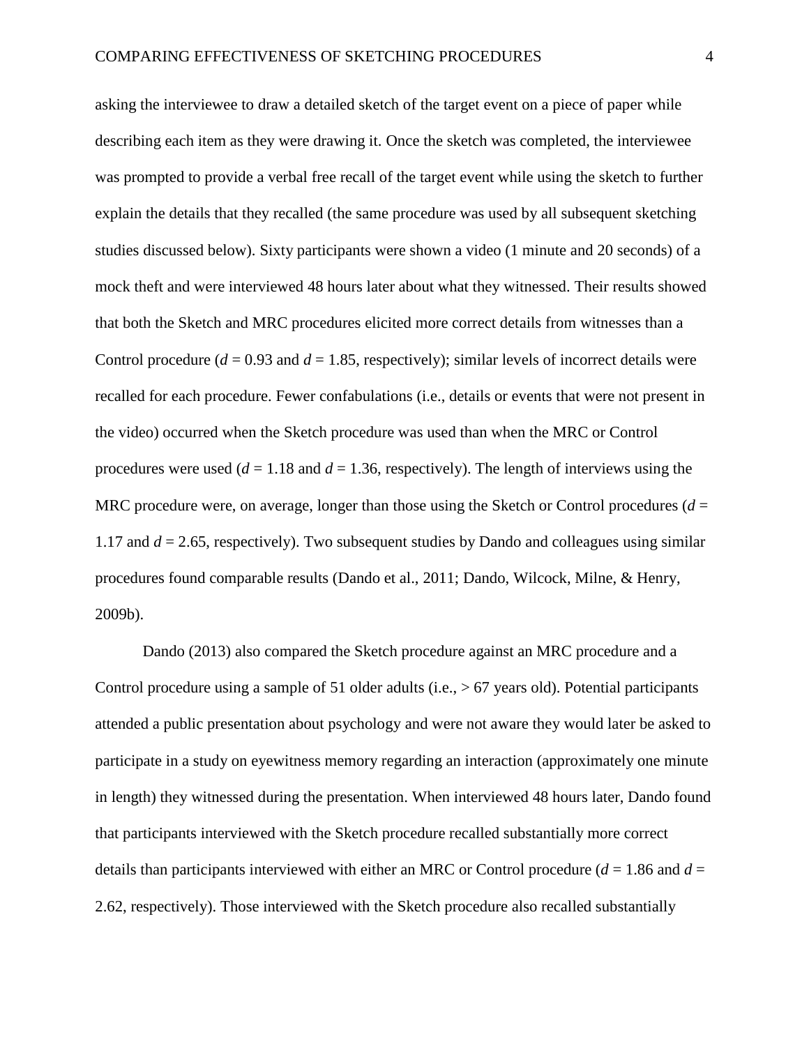asking the interviewee to draw a detailed sketch of the target event on a piece of paper while describing each item as they were drawing it. Once the sketch was completed, the interviewee was prompted to provide a verbal free recall of the target event while using the sketch to further explain the details that they recalled (the same procedure was used by all subsequent sketching studies discussed below). Sixty participants were shown a video (1 minute and 20 seconds) of a mock theft and were interviewed 48 hours later about what they witnessed. Their results showed that both the Sketch and MRC procedures elicited more correct details from witnesses than a Control procedure ($d$ = 0.93 and $d$ = 1.85, respectively); similar levels of incorrect details were recalled for each procedure. Fewer confabulations (i.e., details or events that were not present in the video) occurred when the Sketch procedure was used than when the MRC or Control procedures were used ($d$ = 1.18 and $d$ = 1.36, respectively). The length of interviews using the MRC procedure were, on average, longer than those using the Sketch or Control procedures ($d$ = 1.17 and $d$ = 2.65, respectively). Two subsequent studies by Dando and colleagues using similar procedures found comparable results (Dando et al., 2011; Dando, Wilcock, Milne, & Henry, 2009b).

Dando (2013) also compared the Sketch procedure against an MRC procedure and a Control procedure using a sample of 51 older adults (i.e., > 67 years old). Potential participants attended a public presentation about psychology and were not aware they would later be asked to participate in a study on eyewitness memory regarding an interaction (approximately one minute in length) they witnessed during the presentation. When interviewed 48 hours later, Dando found that participants interviewed with the Sketch procedure recalled substantially more correct details than participants interviewed with either an MRC or Control procedure ($d$ = 1.86 and $d$ = 2.62, respectively). Those interviewed with the Sketch procedure also recalled substantially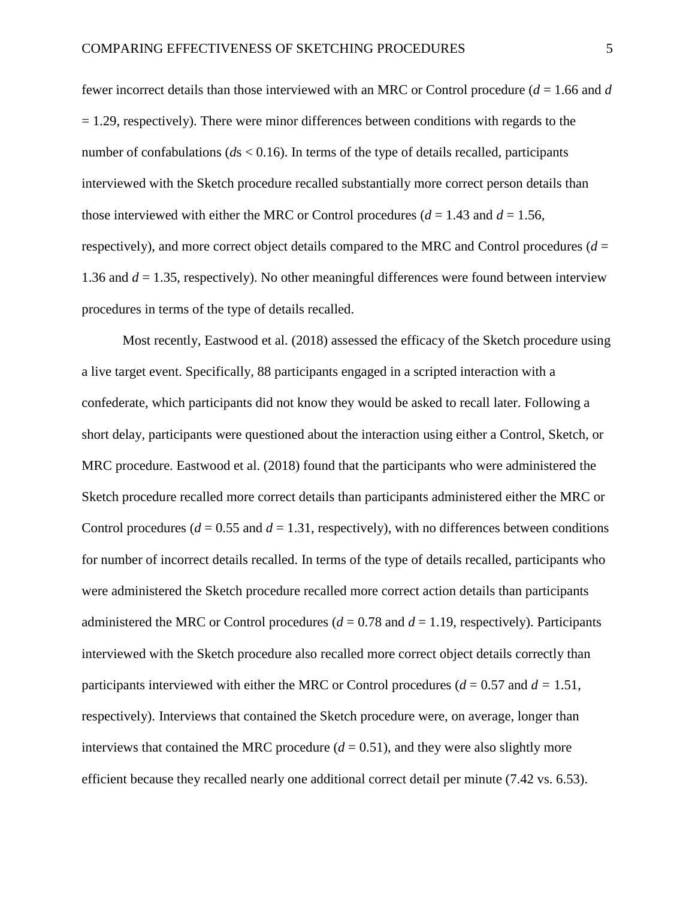fewer incorrect details than those interviewed with an MRC or Control procedure ($d$ = 1.66 and $d$ = 1.29, respectively). There were minor differences between conditions with regards to the number of confabulations ($d$s < 0.16). In terms of the type of details recalled, participants interviewed with the Sketch procedure recalled substantially more correct person details than those interviewed with either the MRC or Control procedures ($d$ = 1.43 and $d$ = 1.56, respectively), and more correct object details compared to the MRC and Control procedures ($d$ = 1.36 and $d$ = 1.35, respectively). No other meaningful differences were found between interview procedures in terms of the type of details recalled.

Most recently, Eastwood et al. (2018) assessed the efficacy of the Sketch procedure using a live target event. Specifically, 88 participants engaged in a scripted interaction with a confederate, which participants did not know they would be asked to recall later. Following a short delay, participants were questioned about the interaction using either a Control, Sketch, or MRC procedure. Eastwood et al. (2018) found that the participants who were administered the Sketch procedure recalled more correct details than participants administered either the MRC or Control procedures ($d$ = 0.55 and $d$ = 1.31, respectively), with no differences between conditions for number of incorrect details recalled. In terms of the type of details recalled, participants who were administered the Sketch procedure recalled more correct action details than participants administered the MRC or Control procedures ($d$ = 0.78 and $d$ = 1.19, respectively). Participants interviewed with the Sketch procedure also recalled more correct object details correctly than participants interviewed with either the MRC or Control procedures ($d$ = 0.57 and $d$ = 1.51, respectively). Interviews that contained the Sketch procedure were, on average, longer than interviews that contained the MRC procedure ($d$ = 0.51), and they were also slightly more efficient because they recalled nearly one additional correct detail per minute (7.42 vs. 6.53).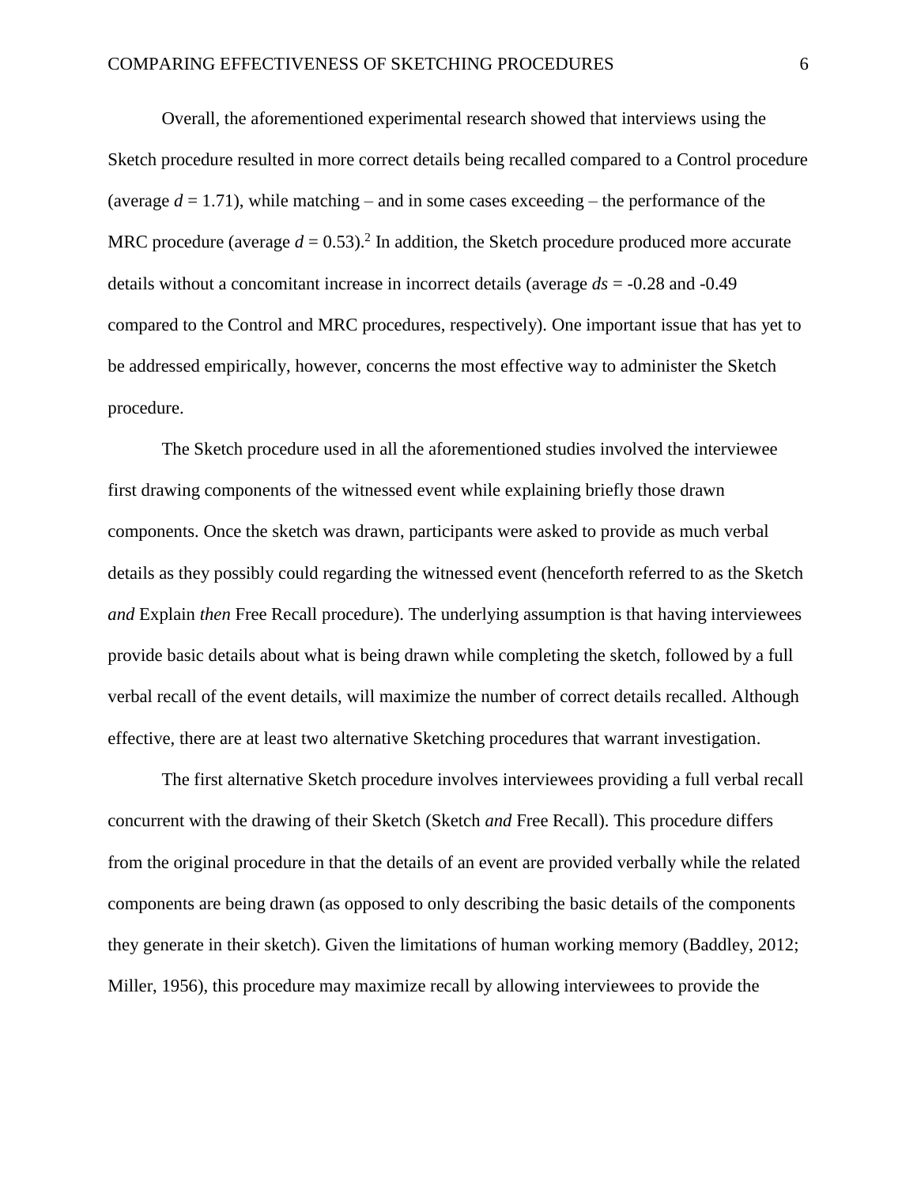Overall, the aforementioned experimental research showed that interviews using the Sketch procedure resulted in more correct details being recalled compared to a Control procedure (average $d = 1.71$), while matching – and in some cases exceeding – the performance of the MRC procedure (average $d = 0.53$).[2] In addition, the Sketch procedure produced more accurate details without a concomitant increase in incorrect details (average $ds = -0.28$ and $-0.49$ compared to the Control and MRC procedures, respectively). One important issue that has yet to be addressed empirically, however, concerns the most effective way to administer the Sketch procedure.

The Sketch procedure used in all the aforementioned studies involved the interviewee first drawing components of the witnessed event while explaining briefly those drawn components. Once the sketch was drawn, participants were asked to provide as much verbal details as they possibly could regarding the witnessed event (henceforth referred to as the Sketch *and* Explain *then* Free Recall procedure). The underlying assumption is that having interviewees provide basic details about what is being drawn while completing the sketch, followed by a full verbal recall of the event details, will maximize the number of correct details recalled. Although effective, there are at least two alternative Sketching procedures that warrant investigation.

The first alternative Sketch procedure involves interviewees providing a full verbal recall concurrent with the drawing of their Sketch (Sketch *and* Free Recall). This procedure differs from the original procedure in that the details of an event are provided verbally while the related components are being drawn (as opposed to only describing the basic details of the components they generate in their sketch). Given the limitations of human working memory (Baddley, 2012; Miller, 1956), this procedure may maximize recall by allowing interviewees to provide the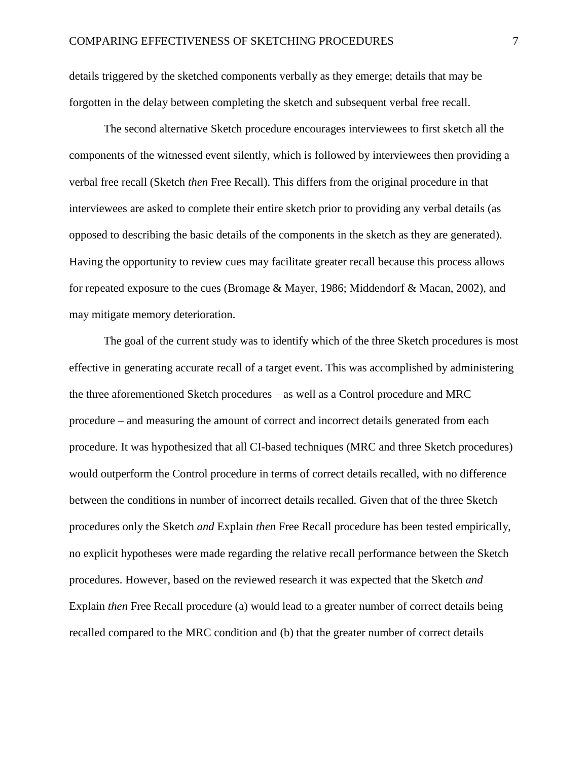details triggered by the sketched components verbally as they emerge; details that may be forgotten in the delay between completing the sketch and subsequent verbal free recall.

The second alternative Sketch procedure encourages interviewees to first sketch all the components of the witnessed event silently, which is followed by interviewees then providing a verbal free recall (Sketch *then* Free Recall). This differs from the original procedure in that interviewees are asked to complete their entire sketch prior to providing any verbal details (as opposed to describing the basic details of the components in the sketch as they are generated). Having the opportunity to review cues may facilitate greater recall because this process allows for repeated exposure to the cues (Bromage & Mayer, 1986; Middendorf & Macan, 2002), and may mitigate memory deterioration.

The goal of the current study was to identify which of the three Sketch procedures is most effective in generating accurate recall of a target event. This was accomplished by administering the three aforementioned Sketch procedures – as well as a Control procedure and MRC procedure – and measuring the amount of correct and incorrect details generated from each procedure. It was hypothesized that all CI-based techniques (MRC and three Sketch procedures) would outperform the Control procedure in terms of correct details recalled, with no difference between the conditions in number of incorrect details recalled. Given that of the three Sketch procedures only the Sketch *and* Explain *then* Free Recall procedure has been tested empirically, no explicit hypotheses were made regarding the relative recall performance between the Sketch procedures. However, based on the reviewed research it was expected that the Sketch *and* Explain *then* Free Recall procedure (a) would lead to a greater number of correct details being recalled compared to the MRC condition and (b) that the greater number of correct details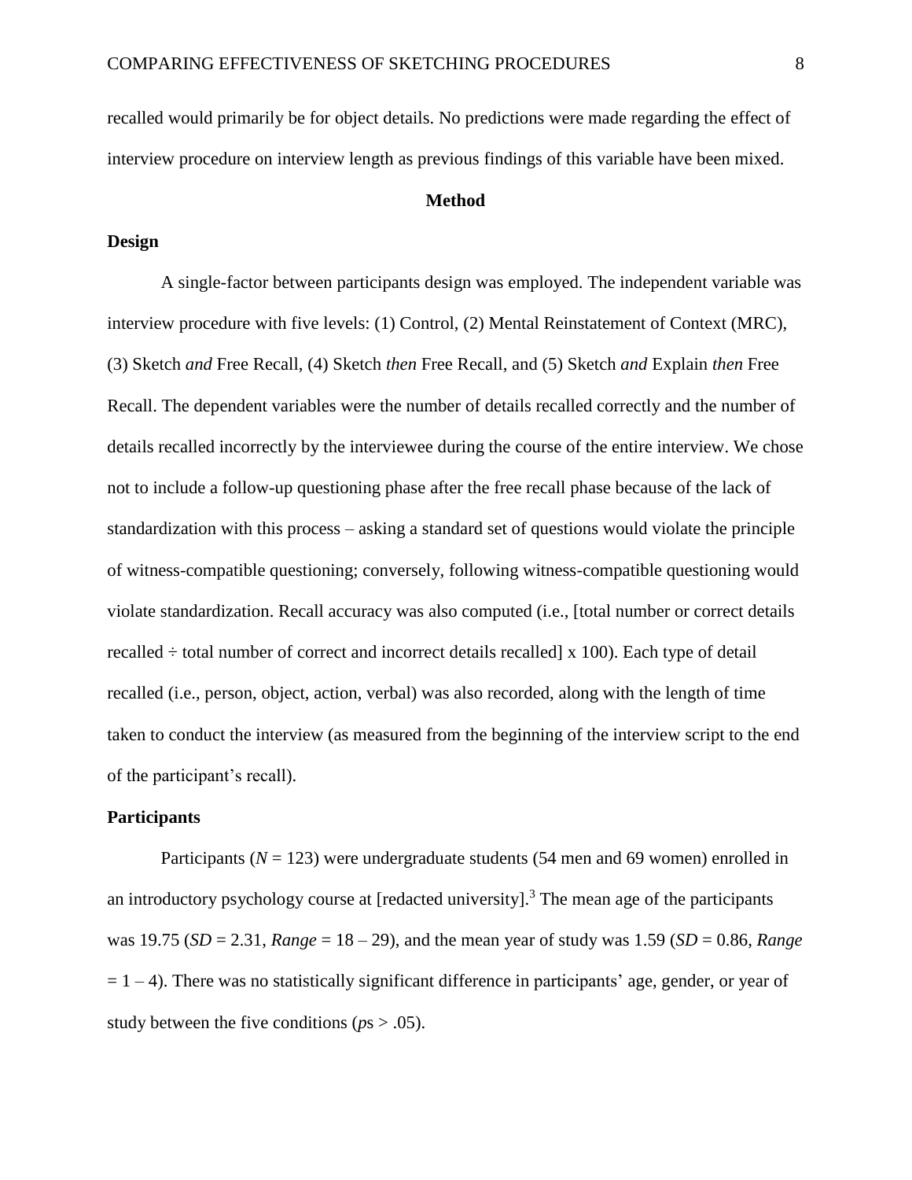recalled would primarily be for object details. No predictions were made regarding the effect of interview procedure on interview length as previous findings of this variable have been mixed.

# Method

## Design

A single-factor between participants design was employed. The independent variable was interview procedure with five levels: (1) Control, (2) Mental Reinstatement of Context (MRC), (3) Sketch *and* Free Recall, (4) Sketch *then* Free Recall, and (5) Sketch *and* Explain *then* Free Recall. The dependent variables were the number of details recalled correctly and the number of details recalled incorrectly by the interviewee during the course of the entire interview. We chose not to include a follow-up questioning phase after the free recall phase because of the lack of standardization with this process – asking a standard set of questions would violate the principle of witness-compatible questioning; conversely, following witness-compatible questioning would violate standardization. Recall accuracy was also computed (i.e., [total number or correct details recalled ÷ total number of correct and incorrect details recalled] x 100). Each type of detail recalled (i.e., person, object, action, verbal) was also recorded, along with the length of time taken to conduct the interview (as measured from the beginning of the interview script to the end of the participant's recall).

## Participants

Participants ($N = 123$) were undergraduate students (54 men and 69 women) enrolled in an introductory psychology course at [redacted university].[3] The mean age of the participants was 19.75 ($SD = 2.31$, $Range = 18 – 29$), and the mean year of study was 1.59 ($SD = 0.86$, $Range = 1 – 4$). There was no statistically significant difference in participants' age, gender, or year of study between the five conditions ($p$s > .05).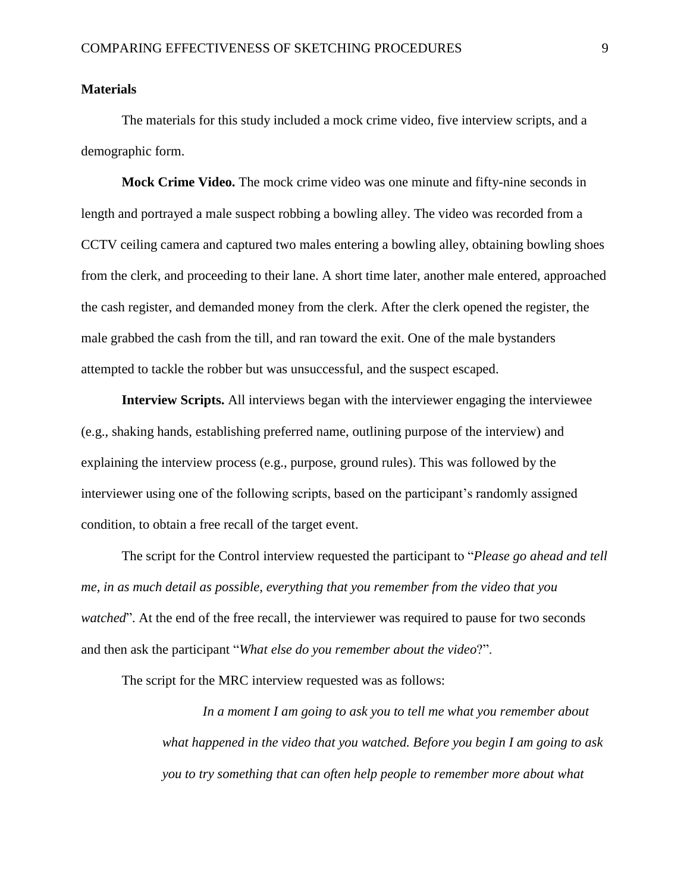**Materials**

The materials for this study included a mock crime video, five interview scripts, and a demographic form.

**Mock Crime Video.** The mock crime video was one minute and fifty-nine seconds in length and portrayed a male suspect robbing a bowling alley. The video was recorded from a CCTV ceiling camera and captured two males entering a bowling alley, obtaining bowling shoes from the clerk, and proceeding to their lane. A short time later, another male entered, approached the cash register, and demanded money from the clerk. After the clerk opened the register, the male grabbed the cash from the till, and ran toward the exit. One of the male bystanders attempted to tackle the robber but was unsuccessful, and the suspect escaped.

**Interview Scripts.** All interviews began with the interviewer engaging the interviewee (e.g., shaking hands, establishing preferred name, outlining purpose of the interview) and explaining the interview process (e.g., purpose, ground rules). This was followed by the interviewer using one of the following scripts, based on the participant's randomly assigned condition, to obtain a free recall of the target event.

The script for the Control interview requested the participant to "*Please go ahead and tell me, in as much detail as possible, everything that you remember from the video that you watched*". At the end of the free recall, the interviewer was required to pause for two seconds and then ask the participant "*What else do you remember about the video*?".

The script for the MRC interview requested was as follows:

> *In a moment I am going to ask you to tell me what you remember about what happened in the video that you watched. Before you begin I am going to ask you to try something that can often help people to remember more about what*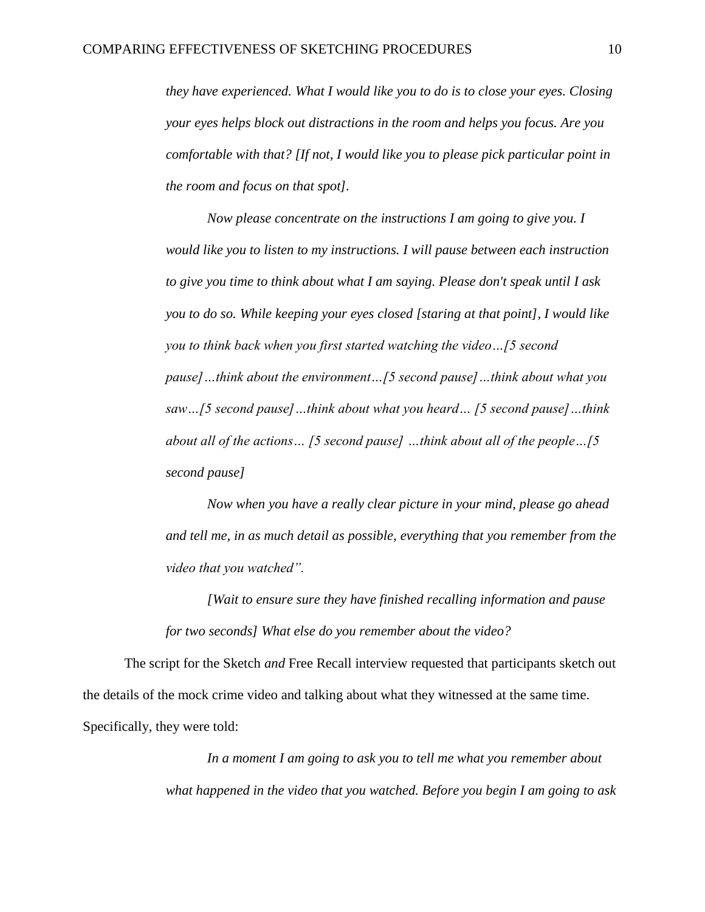*they have experienced. What I would like you to do is to close your eyes. Closing your eyes helps block out distractions in the room and helps you focus. Are you comfortable with that? [If not, I would like you to please pick particular point in the room and focus on that spot].*

*Now please concentrate on the instructions I am going to give you. I would like you to listen to my instructions. I will pause between each instruction to give you time to think about what I am saying. Please don't speak until I ask you to do so. While keeping your eyes closed [staring at that point], I would like you to think back when you first started watching the video…[5 second pause]…think about the environment…[5 second pause]…think about what you saw…[5 second pause]…think about what you heard… [5 second pause]…think about all of the actions… [5 second pause] …think about all of the people…[5 second pause]*

*Now when you have a really clear picture in your mind, please go ahead and tell me, in as much detail as possible, everything that you remember from the video that you watched".*

*[Wait to ensure sure they have finished recalling information and pause for two seconds] What else do you remember about the video?*

The script for the Sketch *and* Free Recall interview requested that participants sketch out the details of the mock crime video and talking about what they witnessed at the same time. Specifically, they were told:

*In a moment I am going to ask you to tell me what you remember about what happened in the video that you watched. Before you begin I am going to ask*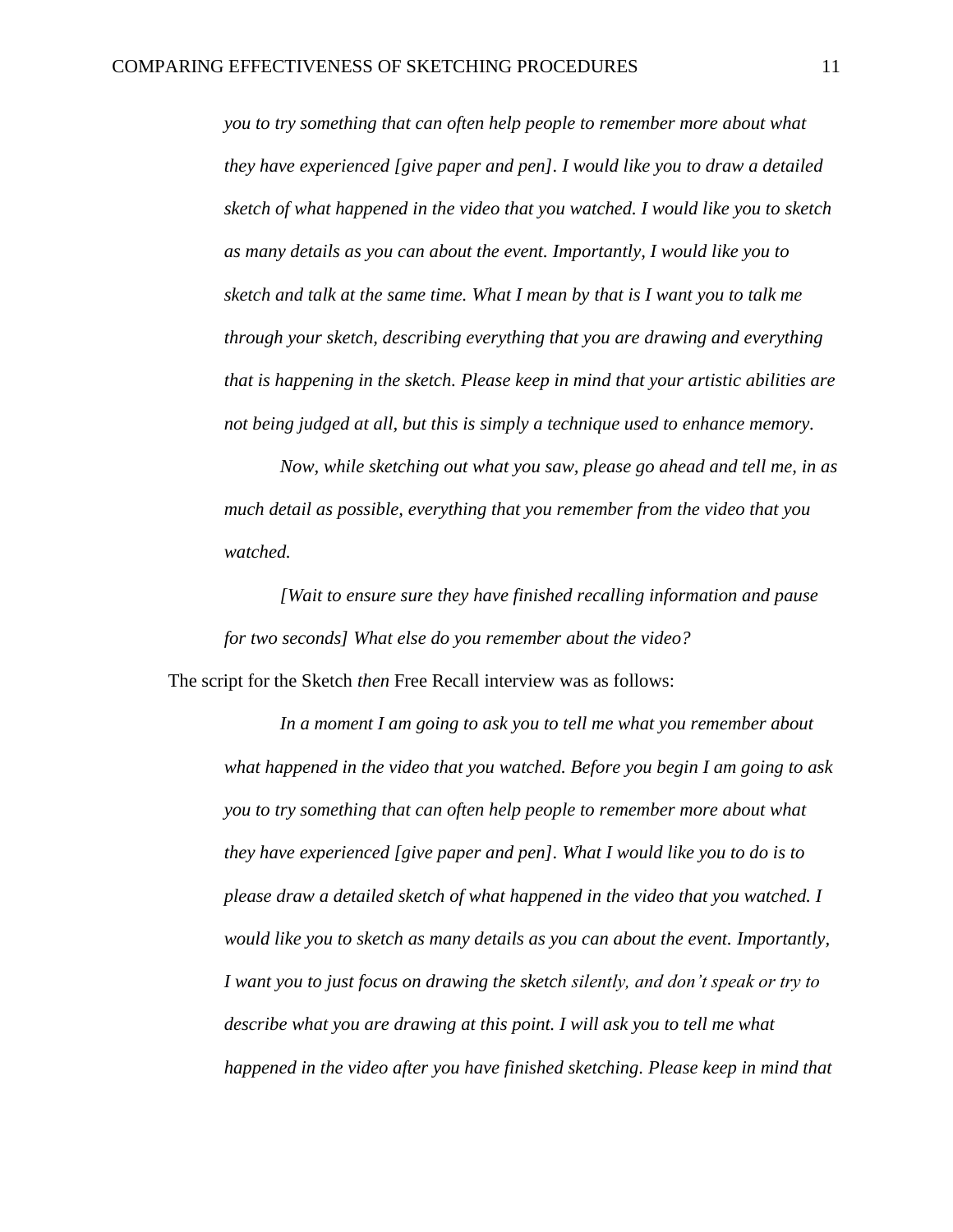*you to try something that can often help people to remember more about what they have experienced [give paper and pen]. I would like you to draw a detailed sketch of what happened in the video that you watched. I would like you to sketch as many details as you can about the event. Importantly, I would like you to sketch and talk at the same time. What I mean by that is I want you to talk me through your sketch, describing everything that you are drawing and everything that is happening in the sketch. Please keep in mind that your artistic abilities are not being judged at all, but this is simply a technique used to enhance memory.*

> *Now, while sketching out what you saw, please go ahead and tell me, in as much detail as possible, everything that you remember from the video that you watched.*
>
> *[Wait to ensure sure they have finished recalling information and pause for two seconds] What else do you remember about the video?*

The script for the Sketch *then* Free Recall interview was as follows:

> *In a moment I am going to ask you to tell me what you remember about what happened in the video that you watched. Before you begin I am going to ask you to try something that can often help people to remember more about what they have experienced [give paper and pen]. What I would like you to do is to please draw a detailed sketch of what happened in the video that you watched. I would like you to sketch as many details as you can about the event. Importantly, I want you to just focus on drawing the sketch silently, and don't speak or try to describe what you are drawing at this point. I will ask you to tell me what happened in the video after you have finished sketching. Please keep in mind that*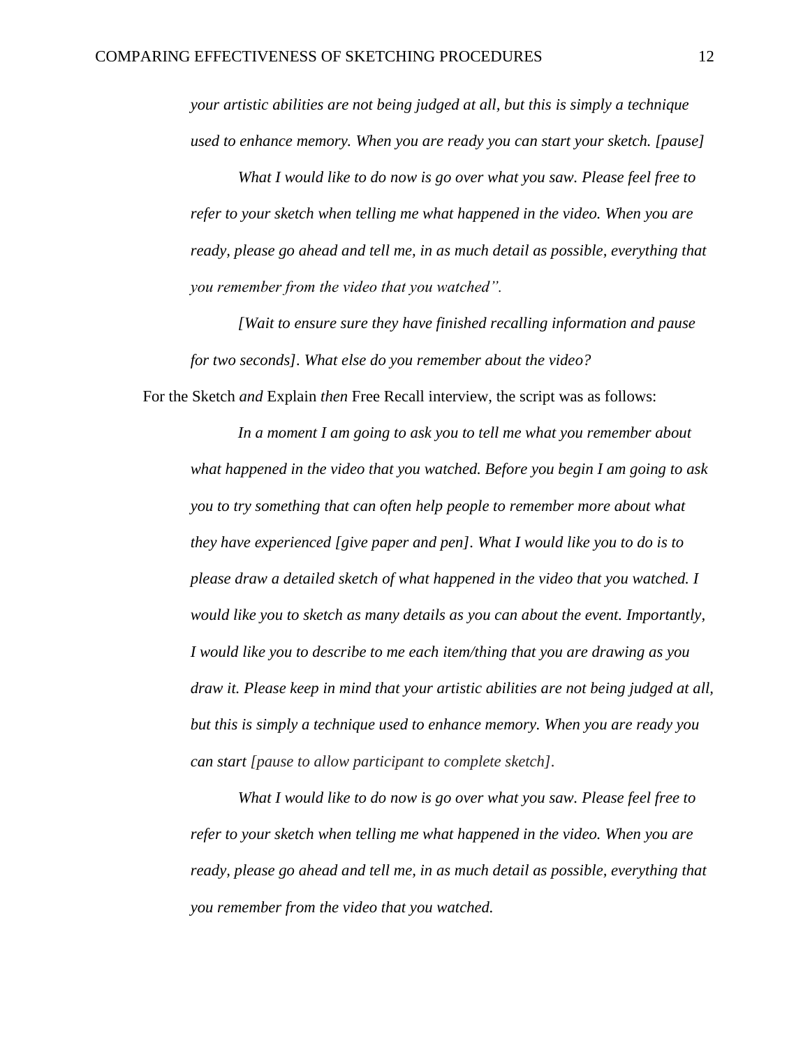*your artistic abilities are not being judged at all, but this is simply a technique used to enhance memory. When you are ready you can start your sketch. [pause]*

*What I would like to do now is go over what you saw. Please feel free to refer to your sketch when telling me what happened in the video. When you are ready, please go ahead and tell me, in as much detail as possible, everything that you remember from the video that you watched".*

*[Wait to ensure sure they have finished recalling information and pause for two seconds]. What else do you remember about the video?*

For the Sketch *and* Explain *then* Free Recall interview, the script was as follows:

*In a moment I am going to ask you to tell me what you remember about what happened in the video that you watched. Before you begin I am going to ask you to try something that can often help people to remember more about what they have experienced [give paper and pen]. What I would like you to do is to please draw a detailed sketch of what happened in the video that you watched. I would like you to sketch as many details as you can about the event. Importantly, I would like you to describe to me each item/thing that you are drawing as you draw it. Please keep in mind that your artistic abilities are not being judged at all, but this is simply a technique used to enhance memory. When you are ready you can start [pause to allow participant to complete sketch].*

*What I would like to do now is go over what you saw. Please feel free to refer to your sketch when telling me what happened in the video. When you are ready, please go ahead and tell me, in as much detail as possible, everything that you remember from the video that you watched.*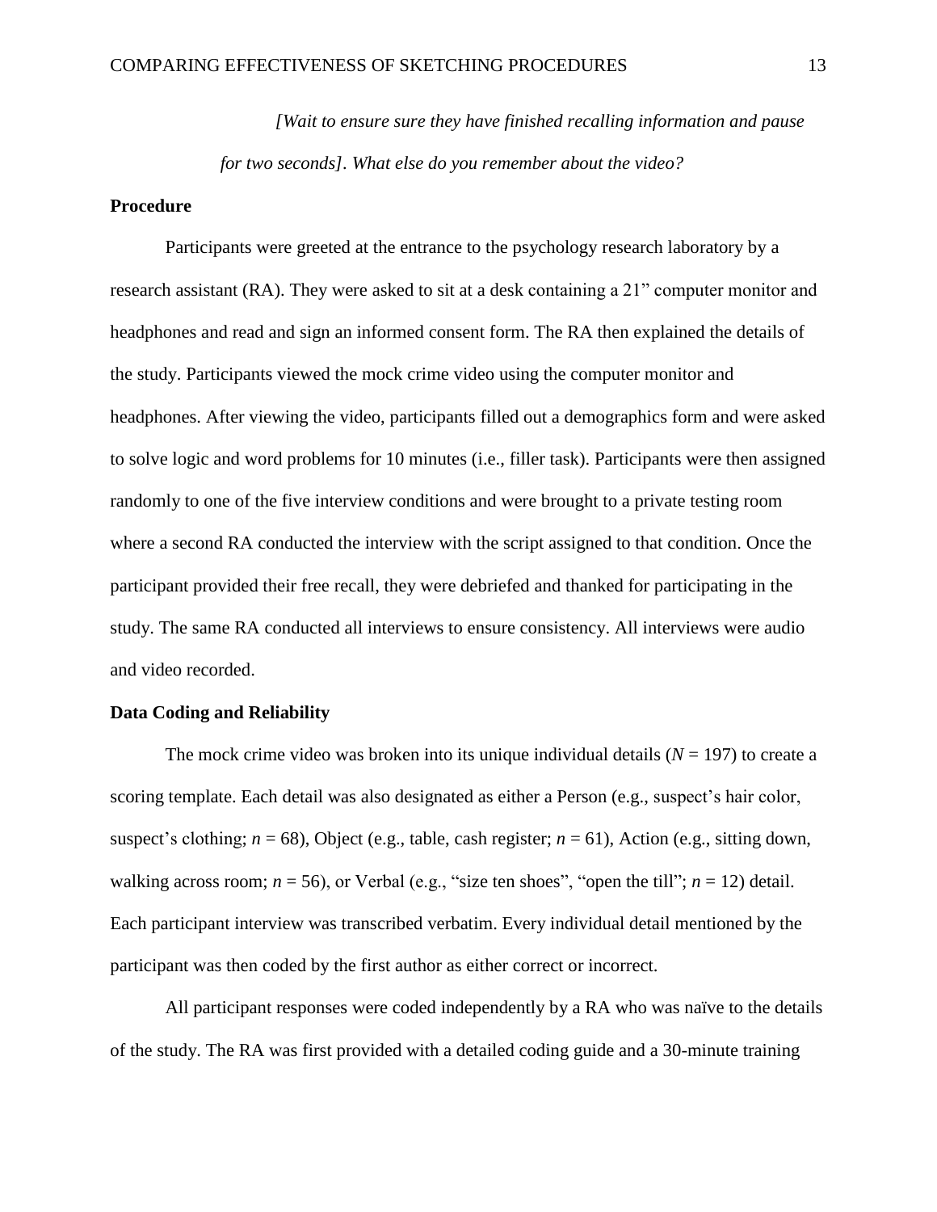*[Wait to ensure sure they have finished recalling information and pause for two seconds]. What else do you remember about the video?*

## Procedure

Participants were greeted at the entrance to the psychology research laboratory by a research assistant (RA). They were asked to sit at a desk containing a 21" computer monitor and headphones and read and sign an informed consent form. The RA then explained the details of the study. Participants viewed the mock crime video using the computer monitor and headphones. After viewing the video, participants filled out a demographics form and were asked to solve logic and word problems for 10 minutes (i.e., filler task). Participants were then assigned randomly to one of the five interview conditions and were brought to a private testing room where a second RA conducted the interview with the script assigned to that condition. Once the participant provided their free recall, they were debriefed and thanked for participating in the study. The same RA conducted all interviews to ensure consistency. All interviews were audio and video recorded.

## Data Coding and Reliability

The mock crime video was broken into its unique individual details ($N$ = 197) to create a scoring template. Each detail was also designated as either a Person (e.g., suspect's hair color, suspect's clothing; $n$ = 68), Object (e.g., table, cash register; $n$ = 61), Action (e.g., sitting down, walking across room; $n$ = 56), or Verbal (e.g., "size ten shoes", "open the till"; $n$ = 12) detail. Each participant interview was transcribed verbatim. Every individual detail mentioned by the participant was then coded by the first author as either correct or incorrect.

All participant responses were coded independently by a RA who was naïve to the details of the study. The RA was first provided with a detailed coding guide and a 30-minute training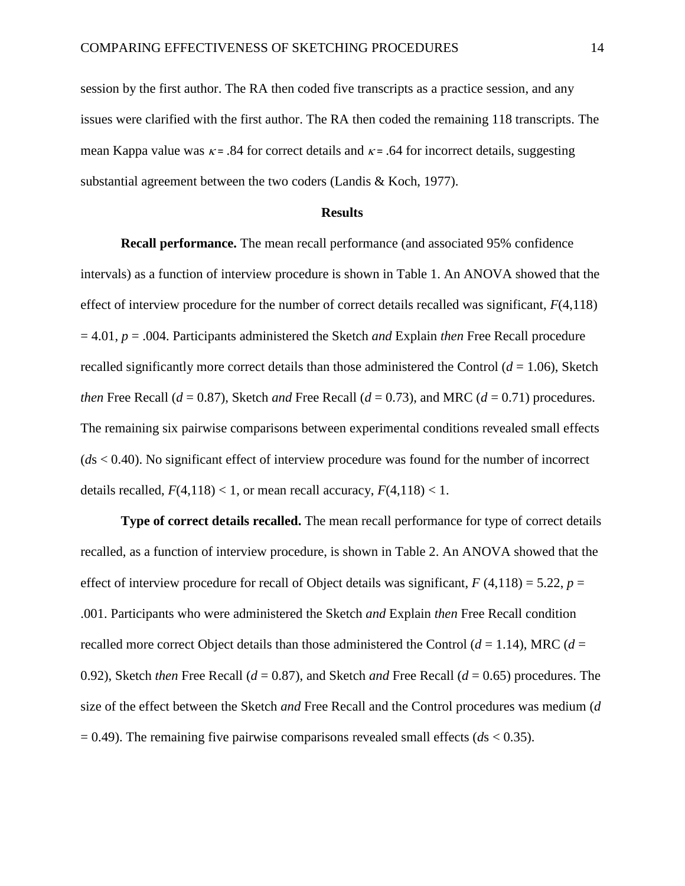session by the first author. The RA then coded five transcripts as a practice session, and any issues were clarified with the first author. The RA then coded the remaining 118 transcripts. The mean Kappa value was $\kappa = .84$ for correct details and $\kappa = .64$ for incorrect details, suggesting substantial agreement between the two coders (Landis & Koch, 1977).

## Results

**Recall performance.** The mean recall performance (and associated 95% confidence intervals) as a function of interview procedure is shown in Table 1. An ANOVA showed that the effect of interview procedure for the number of correct details recalled was significant, $F(4,118) = 4.01$, $p = .004$. Participants administered the Sketch *and* Explain *then* Free Recall procedure recalled significantly more correct details than those administered the Control ($d = 1.06$), Sketch *then* Free Recall ($d = 0.87$), Sketch *and* Free Recall ($d = 0.73$), and MRC ($d = 0.71$) procedures. The remaining six pairwise comparisons between experimental conditions revealed small effects ($d$s $< 0.40$). No significant effect of interview procedure was found for the number of incorrect details recalled, $F(4,118) < 1$, or mean recall accuracy, $F(4,118) < 1$.

**Type of correct details recalled.** The mean recall performance for type of correct details recalled, as a function of interview procedure, is shown in Table 2. An ANOVA showed that the effect of interview procedure for recall of Object details was significant, $F(4,118) = 5.22$, $p = .001$. Participants who were administered the Sketch *and* Explain *then* Free Recall condition recalled more correct Object details than those administered the Control ($d = 1.14$), MRC ($d = 0.92$), Sketch *then* Free Recall ($d = 0.87$), and Sketch *and* Free Recall ($d = 0.65$) procedures. The size of the effect between the Sketch *and* Free Recall and the Control procedures was medium ($d = 0.49$). The remaining five pairwise comparisons revealed small effects ($d$s $< 0.35$).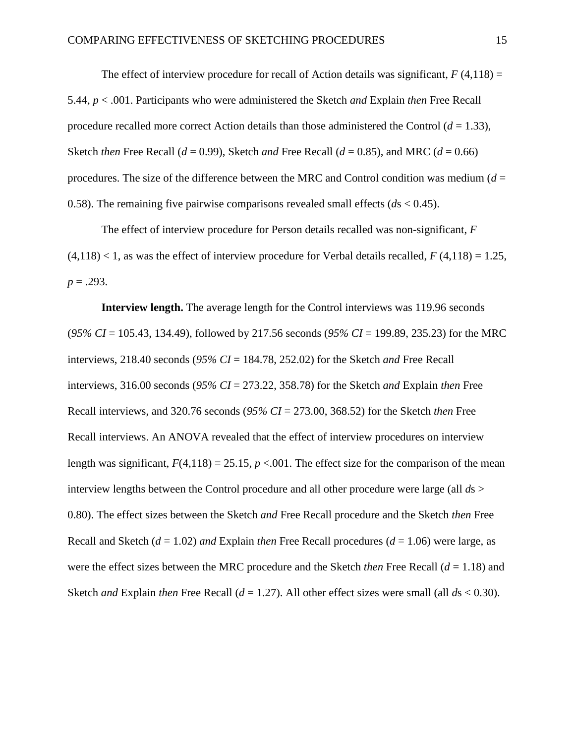The effect of interview procedure for recall of Action details was significant, $F$ (4,118) = 5.44, $p$ < .001. Participants who were administered the Sketch *and* Explain *then* Free Recall procedure recalled more correct Action details than those administered the Control ($d$ = 1.33), Sketch *then* Free Recall ($d$ = 0.99), Sketch *and* Free Recall ($d$ = 0.85), and MRC ($d$ = 0.66) procedures. The size of the difference between the MRC and Control condition was medium ($d$ = 0.58). The remaining five pairwise comparisons revealed small effects ($d$s < 0.45).

The effect of interview procedure for Person details recalled was non-significant, $F$ (4,118) < 1, as was the effect of interview procedure for Verbal details recalled, $F$ (4,118) = 1.25, $p$ = .293.

**Interview length.** The average length for the Control interviews was 119.96 seconds (*95% CI* = 105.43, 134.49), followed by 217.56 seconds (*95% CI* = 199.89, 235.23) for the MRC interviews, 218.40 seconds (*95% CI* = 184.78, 252.02) for the Sketch *and* Free Recall interviews, 316.00 seconds (*95% CI* = 273.22, 358.78) for the Sketch *and* Explain *then* Free Recall interviews, and 320.76 seconds (*95% CI* = 273.00, 368.52) for the Sketch *then* Free Recall interviews. An ANOVA revealed that the effect of interview procedures on interview length was significant, $F$(4,118) = 25.15, $p$ <.001. The effect size for the comparison of the mean interview lengths between the Control procedure and all other procedure were large (all $d$s > 0.80). The effect sizes between the Sketch *and* Free Recall procedure and the Sketch *then* Free Recall and Sketch ($d$ = 1.02) *and* Explain *then* Free Recall procedures ($d$ = 1.06) were large, as were the effect sizes between the MRC procedure and the Sketch *then* Free Recall ($d$ = 1.18) and Sketch *and* Explain *then* Free Recall ($d$ = 1.27). All other effect sizes were small (all $d$s < 0.30).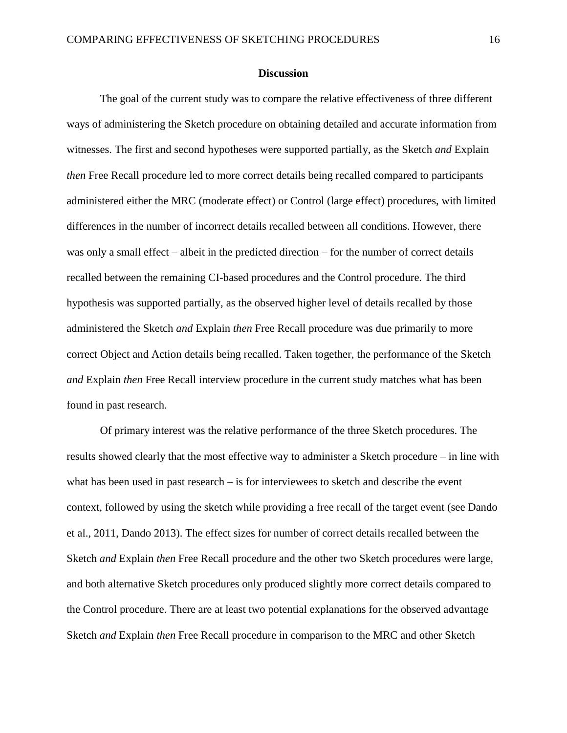## Discussion

The goal of the current study was to compare the relative effectiveness of three different ways of administering the Sketch procedure on obtaining detailed and accurate information from witnesses. The first and second hypotheses were supported partially, as the Sketch *and* Explain *then* Free Recall procedure led to more correct details being recalled compared to participants administered either the MRC (moderate effect) or Control (large effect) procedures, with limited differences in the number of incorrect details recalled between all conditions. However, there was only a small effect – albeit in the predicted direction – for the number of correct details recalled between the remaining CI-based procedures and the Control procedure. The third hypothesis was supported partially, as the observed higher level of details recalled by those administered the Sketch *and* Explain *then* Free Recall procedure was due primarily to more correct Object and Action details being recalled. Taken together, the performance of the Sketch *and* Explain *then* Free Recall interview procedure in the current study matches what has been found in past research.

Of primary interest was the relative performance of the three Sketch procedures. The results showed clearly that the most effective way to administer a Sketch procedure – in line with what has been used in past research – is for interviewees to sketch and describe the event context, followed by using the sketch while providing a free recall of the target event (see Dando et al., 2011, Dando 2013). The effect sizes for number of correct details recalled between the Sketch *and* Explain *then* Free Recall procedure and the other two Sketch procedures were large, and both alternative Sketch procedures only produced slightly more correct details compared to the Control procedure. There are at least two potential explanations for the observed advantage Sketch *and* Explain *then* Free Recall procedure in comparison to the MRC and other Sketch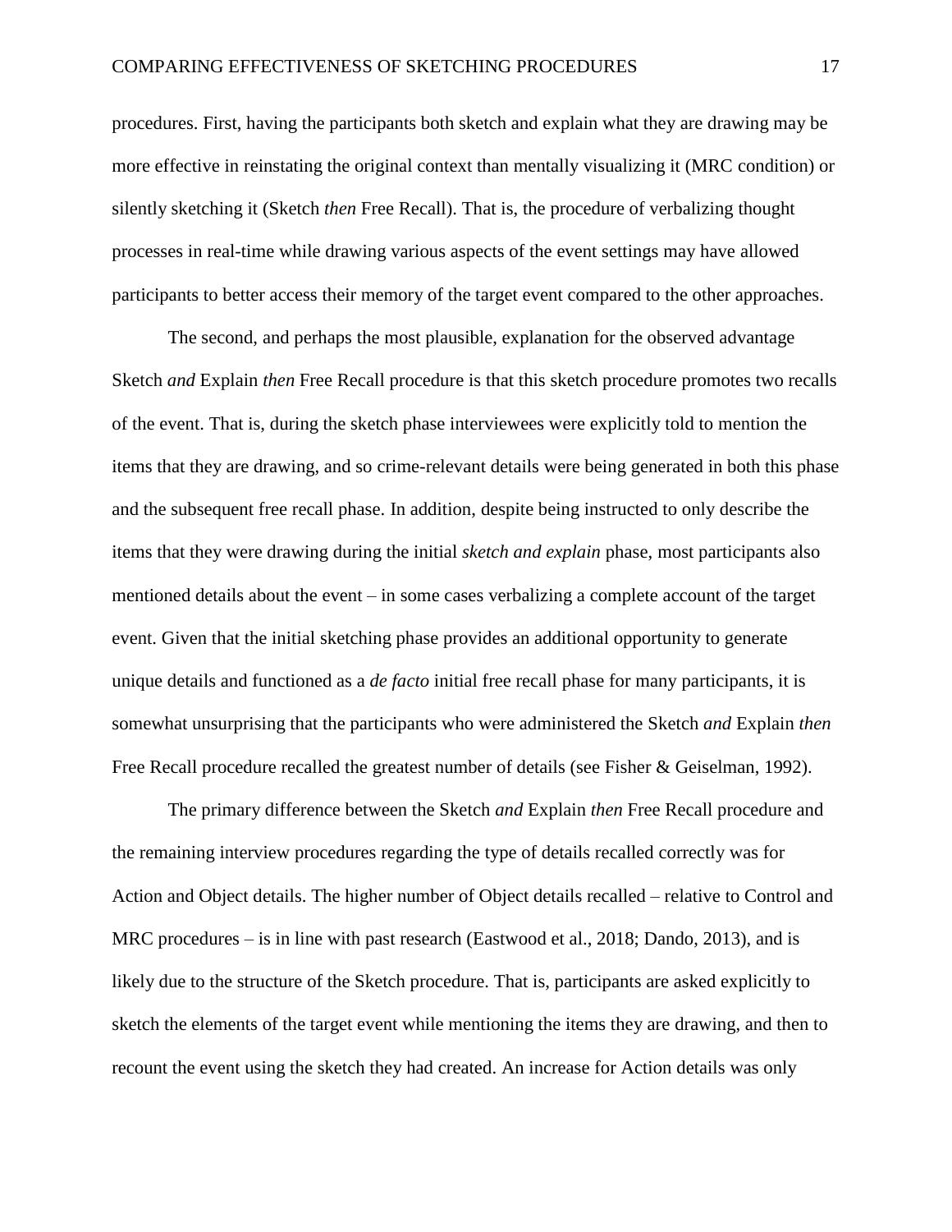procedures. First, having the participants both sketch and explain what they are drawing may be more effective in reinstating the original context than mentally visualizing it (MRC condition) or silently sketching it (Sketch *then* Free Recall). That is, the procedure of verbalizing thought processes in real-time while drawing various aspects of the event settings may have allowed participants to better access their memory of the target event compared to the other approaches.

The second, and perhaps the most plausible, explanation for the observed advantage Sketch *and* Explain *then* Free Recall procedure is that this sketch procedure promotes two recalls of the event. That is, during the sketch phase interviewees were explicitly told to mention the items that they are drawing, and so crime-relevant details were being generated in both this phase and the subsequent free recall phase. In addition, despite being instructed to only describe the items that they were drawing during the initial *sketch and explain* phase, most participants also mentioned details about the event – in some cases verbalizing a complete account of the target event. Given that the initial sketching phase provides an additional opportunity to generate unique details and functioned as a *de facto* initial free recall phase for many participants, it is somewhat unsurprising that the participants who were administered the Sketch *and* Explain *then* Free Recall procedure recalled the greatest number of details (see Fisher & Geiselman, 1992).

The primary difference between the Sketch *and* Explain *then* Free Recall procedure and the remaining interview procedures regarding the type of details recalled correctly was for Action and Object details. The higher number of Object details recalled – relative to Control and MRC procedures – is in line with past research (Eastwood et al., 2018; Dando, 2013), and is likely due to the structure of the Sketch procedure. That is, participants are asked explicitly to sketch the elements of the target event while mentioning the items they are drawing, and then to recount the event using the sketch they had created. An increase for Action details was only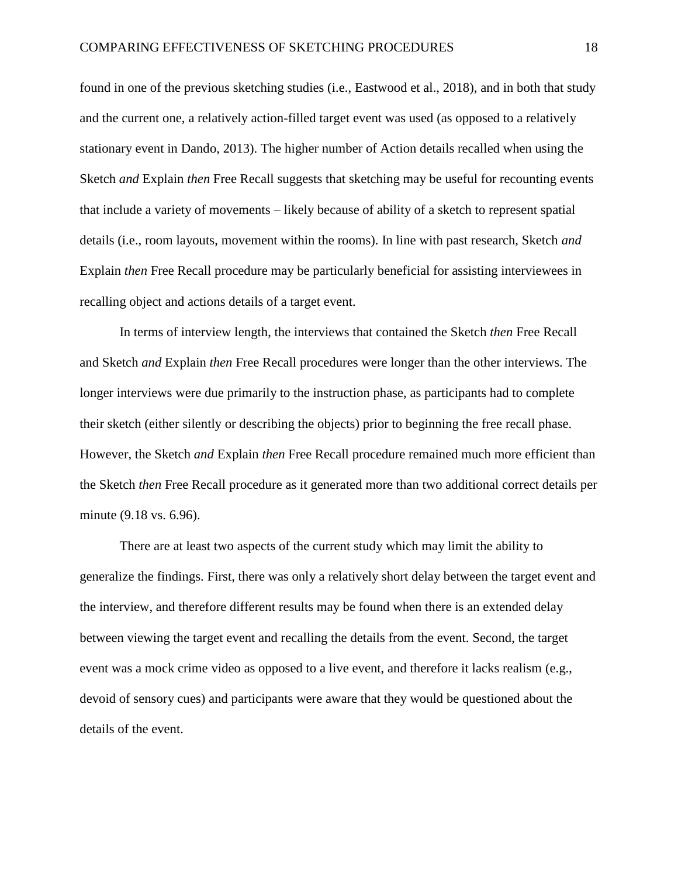found in one of the previous sketching studies (i.e., Eastwood et al., 2018), and in both that study and the current one, a relatively action-filled target event was used (as opposed to a relatively stationary event in Dando, 2013). The higher number of Action details recalled when using the Sketch *and* Explain *then* Free Recall suggests that sketching may be useful for recounting events that include a variety of movements – likely because of ability of a sketch to represent spatial details (i.e., room layouts, movement within the rooms). In line with past research, Sketch *and* Explain *then* Free Recall procedure may be particularly beneficial for assisting interviewees in recalling object and actions details of a target event.

In terms of interview length, the interviews that contained the Sketch *then* Free Recall and Sketch *and* Explain *then* Free Recall procedures were longer than the other interviews. The longer interviews were due primarily to the instruction phase, as participants had to complete their sketch (either silently or describing the objects) prior to beginning the free recall phase. However, the Sketch *and* Explain *then* Free Recall procedure remained much more efficient than the Sketch *then* Free Recall procedure as it generated more than two additional correct details per minute (9.18 vs. 6.96).

There are at least two aspects of the current study which may limit the ability to generalize the findings. First, there was only a relatively short delay between the target event and the interview, and therefore different results may be found when there is an extended delay between viewing the target event and recalling the details from the event. Second, the target event was a mock crime video as opposed to a live event, and therefore it lacks realism (e.g., devoid of sensory cues) and participants were aware that they would be questioned about the details of the event.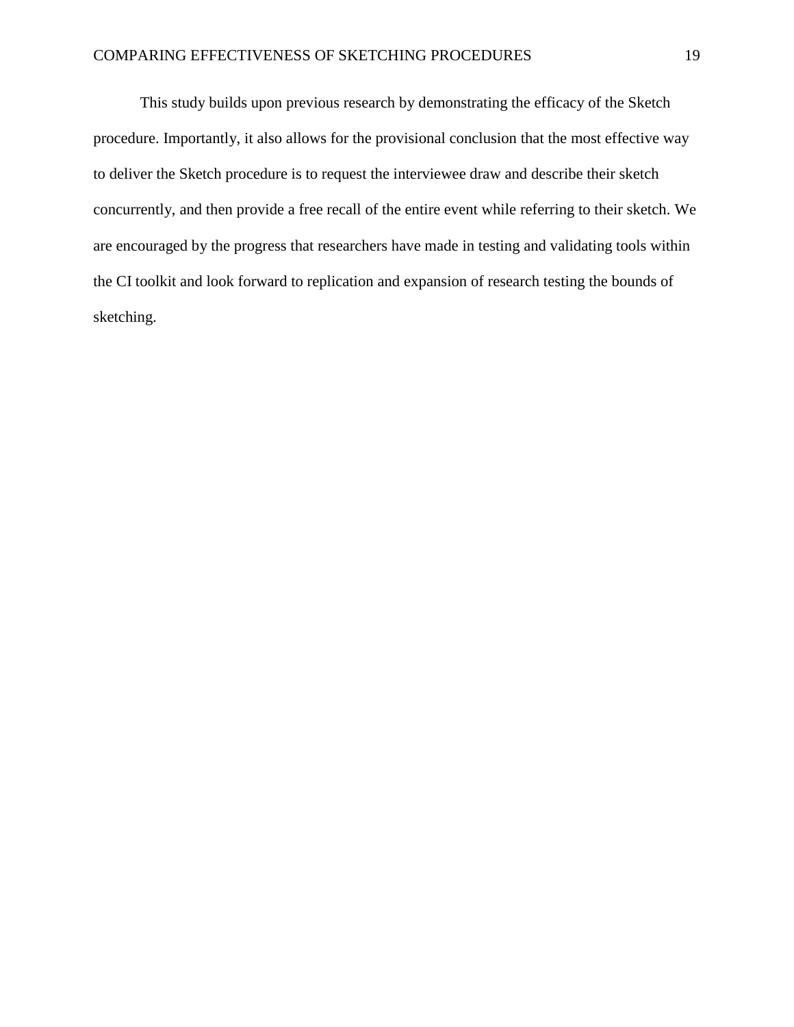This study builds upon previous research by demonstrating the efficacy of the Sketch procedure. Importantly, it also allows for the provisional conclusion that the most effective way to deliver the Sketch procedure is to request the interviewee draw and describe their sketch concurrently, and then provide a free recall of the entire event while referring to their sketch. We are encouraged by the progress that researchers have made in testing and validating tools within the CI toolkit and look forward to replication and expansion of research testing the bounds of sketching.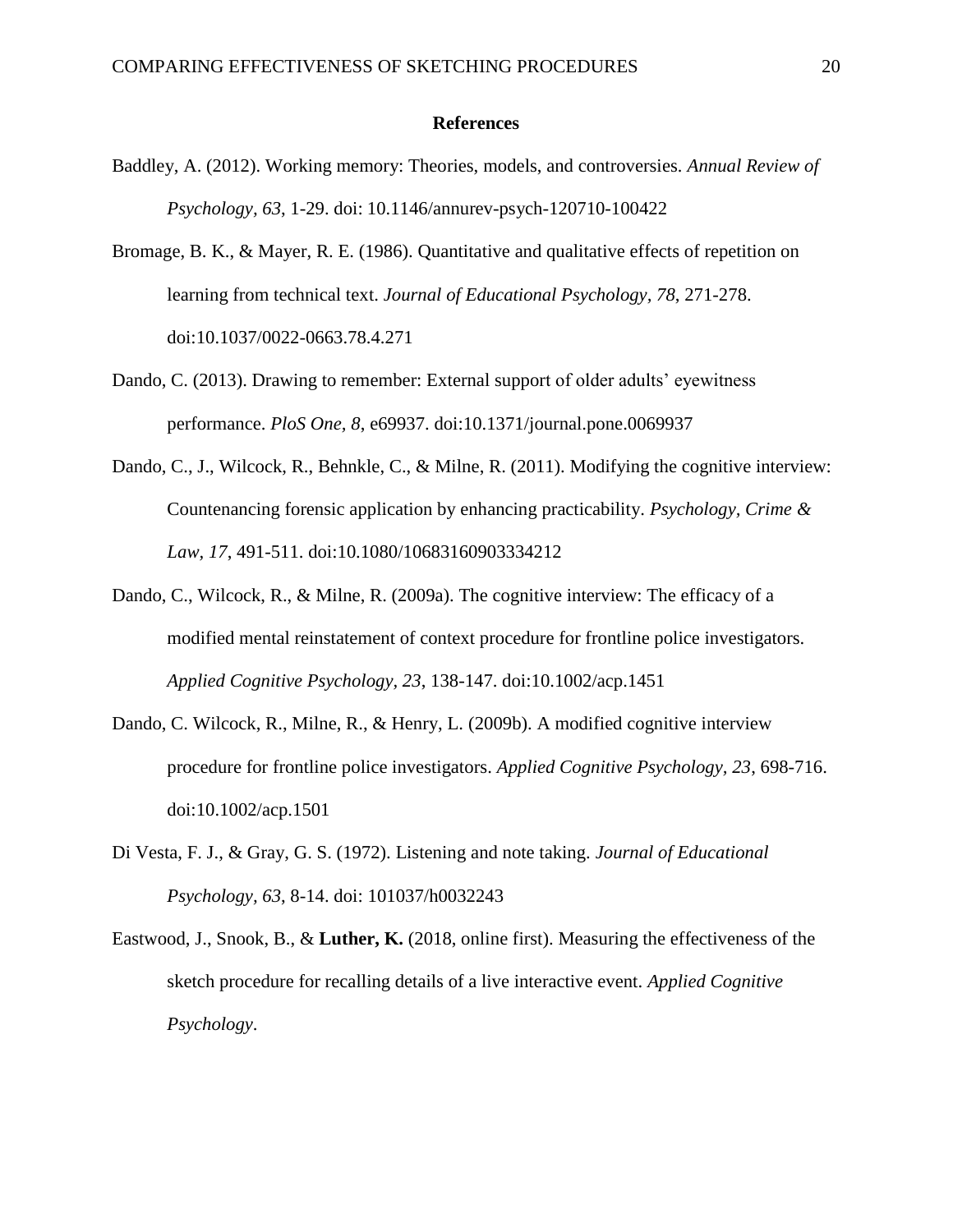## References

Baddley, A. (2012). Working memory: Theories, models, and controversies. *Annual Review of Psychology, 63*, 1-29. doi: 10.1146/annurev-psych-120710-100422

Bromage, B. K., & Mayer, R. E. (1986). Quantitative and qualitative effects of repetition on learning from technical text. *Journal of Educational Psychology, 78*, 271-278. doi:10.1037/0022-0663.78.4.271

Dando, C. (2013). Drawing to remember: External support of older adults' eyewitness performance. *PloS One, 8*, e69937. doi:10.1371/journal.pone.0069937

Dando, C., J., Wilcock, R., Behnkle, C., & Milne, R. (2011). Modifying the cognitive interview: Countenancing forensic application by enhancing practicability. *Psychology, Crime & Law, 17*, 491-511. doi:10.1080/10683160903334212

Dando, C., Wilcock, R., & Milne, R. (2009a). The cognitive interview: The efficacy of a modified mental reinstatement of context procedure for frontline police investigators. *Applied Cognitive Psychology, 23*, 138-147. doi:10.1002/acp.1451

Dando, C. Wilcock, R., Milne, R., & Henry, L. (2009b). A modified cognitive interview procedure for frontline police investigators. *Applied Cognitive Psychology, 23*, 698-716. doi:10.1002/acp.1501

Di Vesta, F. J., & Gray, G. S. (1972). Listening and note taking. *Journal of Educational Psychology, 63*, 8-14. doi: 101037/h0032243

Eastwood, J., Snook, B., & **Luther, K.** (2018, online first). Measuring the effectiveness of the sketch procedure for recalling details of a live interactive event. *Applied Cognitive Psychology*.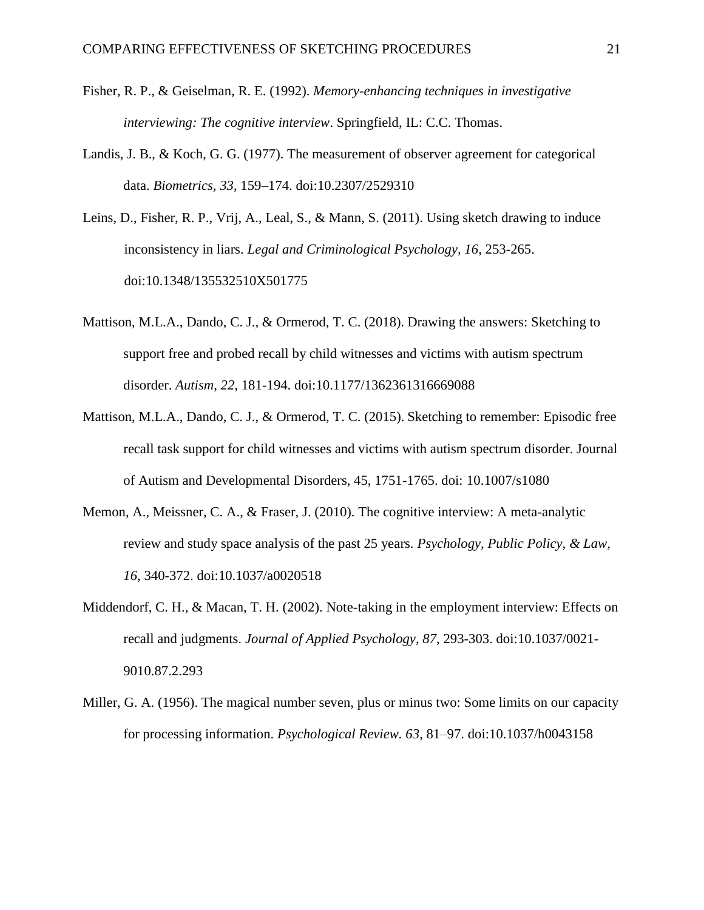Fisher, R. P., & Geiselman, R. E. (1992). *Memory-enhancing techniques in investigative interviewing: The cognitive interview*. Springfield, IL: C.C. Thomas.

Landis, J. B., & Koch, G. G. (1977). The measurement of observer agreement for categorical data. *Biometrics*, *33*, 159–174. doi:10.2307/2529310

Leins, D., Fisher, R. P., Vrij, A., Leal, S., & Mann, S. (2011). Using sketch drawing to induce inconsistency in liars. *Legal and Criminological Psychology, 16*, 253-265. doi:10.1348/135532510X501775

Mattison, M.L.A., Dando, C. J., & Ormerod, T. C. (2018). Drawing the answers: Sketching to support free and probed recall by child witnesses and victims with autism spectrum disorder. *Autism, 22*, 181-194. doi:10.1177/1362361316669088

Mattison, M.L.A., Dando, C. J., & Ormerod, T. C. (2015). Sketching to remember: Episodic free recall task support for child witnesses and victims with autism spectrum disorder. Journal of Autism and Developmental Disorders, 45, 1751-1765. doi: 10.1007/s1080

Memon, A., Meissner, C. A., & Fraser, J. (2010). The cognitive interview: A meta-analytic review and study space analysis of the past 25 years. *Psychology, Public Policy, & Law*, *16*, 340-372. doi:10.1037/a0020518

Middendorf, C. H., & Macan, T. H. (2002). Note-taking in the employment interview: Effects on recall and judgments. *Journal of Applied Psychology, 87*, 293-303. doi:10.1037/0021-9010.87.2.293

Miller, G. A. (1956). The magical number seven, plus or minus two: Some limits on our capacity for processing information. *Psychological Review. 63*, 81–97. doi:10.1037/h0043158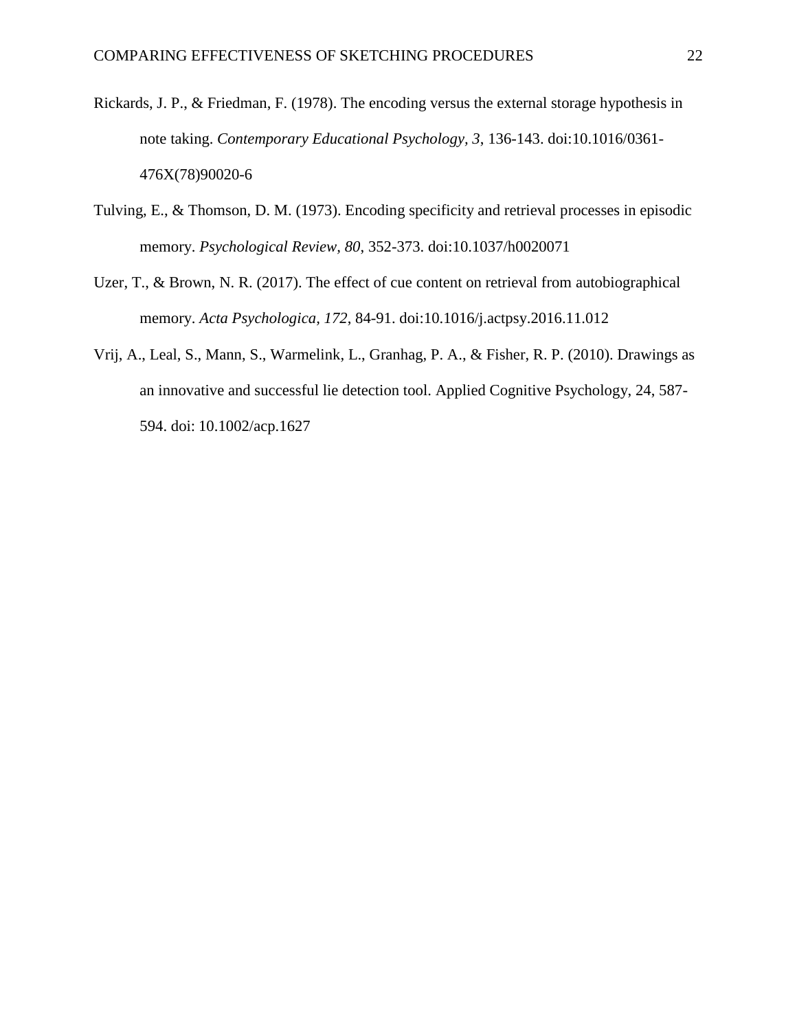Rickards, J. P., & Friedman, F. (1978). The encoding versus the external storage hypothesis in note taking. *Contemporary Educational Psychology, 3*, 136-143. doi:10.1016/0361-476X(78)90020-6

Tulving, E., & Thomson, D. M. (1973). Encoding specificity and retrieval processes in episodic memory. *Psychological Review, 80*, 352-373. doi:10.1037/h0020071

Uzer, T., & Brown, N. R. (2017). The effect of cue content on retrieval from autobiographical memory. *Acta Psychologica, 172*, 84-91. doi:10.1016/j.actpsy.2016.11.012

Vrij, A., Leal, S., Mann, S., Warmelink, L., Granhag, P. A., & Fisher, R. P. (2010). Drawings as an innovative and successful lie detection tool. Applied Cognitive Psychology, 24, 587-594. doi: 10.1002/acp.1627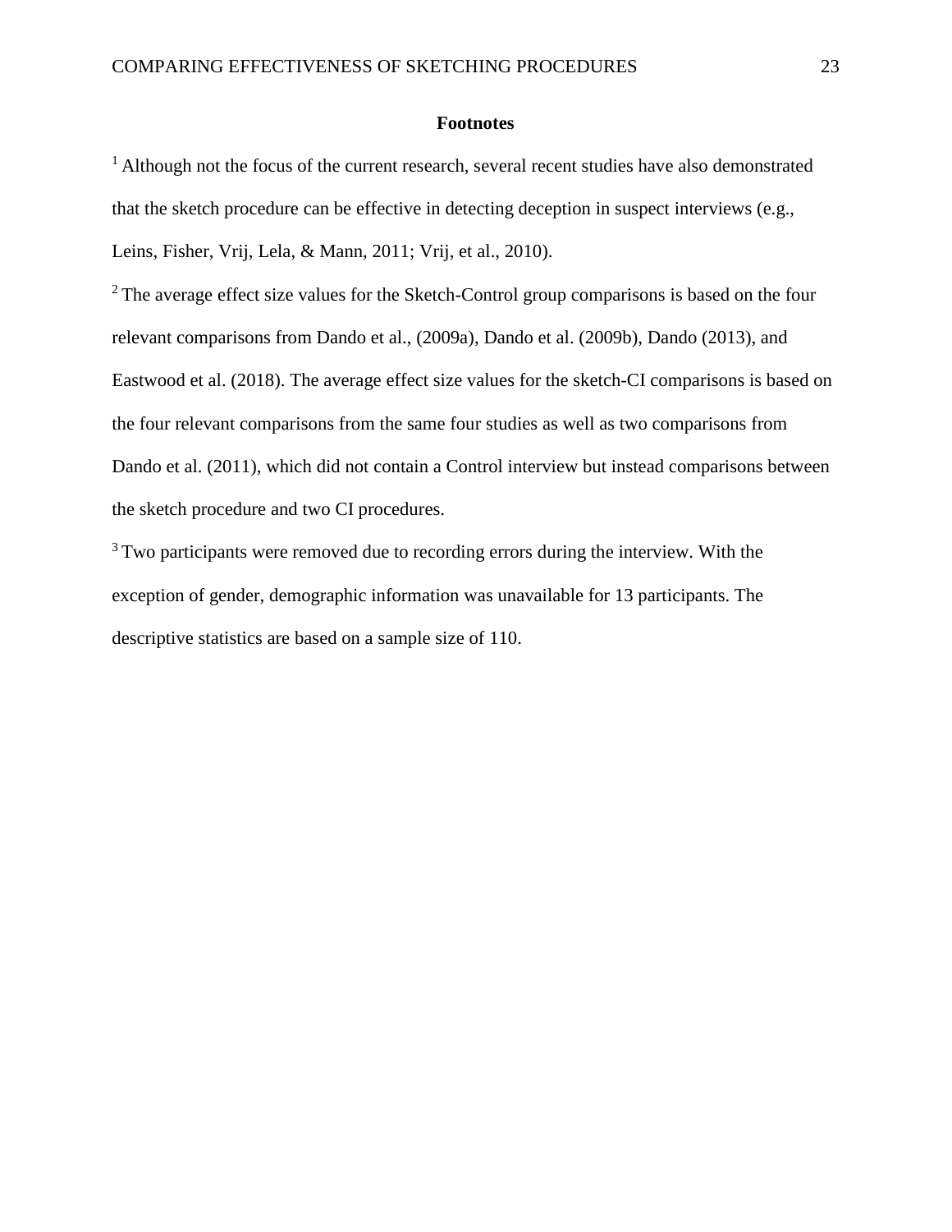## Footnotes

[1] Although not the focus of the current research, several recent studies have also demonstrated that the sketch procedure can be effective in detecting deception in suspect interviews (e.g., Leins, Fisher, Vrij, Lela, & Mann, 2011; Vrij, et al., 2010).

[2] The average effect size values for the Sketch-Control group comparisons is based on the four relevant comparisons from Dando et al., (2009a), Dando et al. (2009b), Dando (2013), and Eastwood et al. (2018). The average effect size values for the sketch-CI comparisons is based on the four relevant comparisons from the same four studies as well as two comparisons from Dando et al. (2011), which did not contain a Control interview but instead comparisons between the sketch procedure and two CI procedures.

[3] Two participants were removed due to recording errors during the interview. With the exception of gender, demographic information was unavailable for 13 participants. The descriptive statistics are based on a sample size of 110.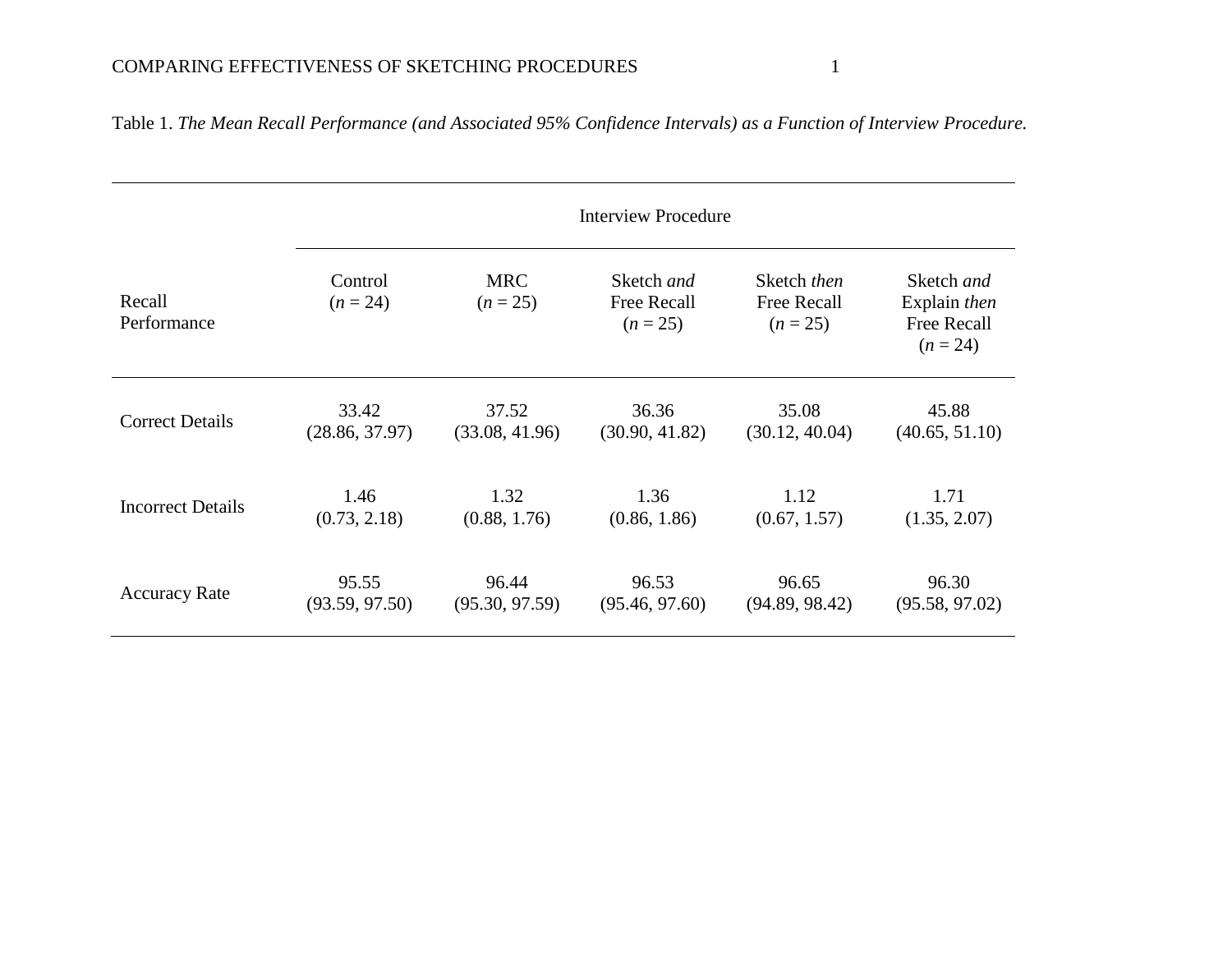Table 1. *The Mean Recall Performance (and Associated 95% Confidence Intervals) as a Function of Interview Procedure.*

| | Interview Procedure | | | | |
|---|---|---|---|---|---|
| Recall Performance | Control ($n$ = 24) | MRC ($n$ = 25) | Sketch *and* Free Recall ($n$ = 25) | Sketch *then* Free Recall ($n$ = 25) | Sketch *and* Explain *then* Free Recall ($n$ = 24) |
| Correct Details | 33.42 (28.86, 37.97) | 37.52 (33.08, 41.96) | 36.36 (30.90, 41.82) | 35.08 (30.12, 40.04) | 45.88 (40.65, 51.10) |
| Incorrect Details | 1.46 (0.73, 2.18) | 1.32 (0.88, 1.76) | 1.36 (0.86, 1.86) | 1.12 (0.67, 1.57) | 1.71 (1.35, 2.07) |
| Accuracy Rate | 95.55 (93.59, 97.50) | 96.44 (95.30, 97.59) | 96.53 (95.46, 97.60) | 96.65 (94.89, 98.42) | 96.30 (95.58, 97.02) |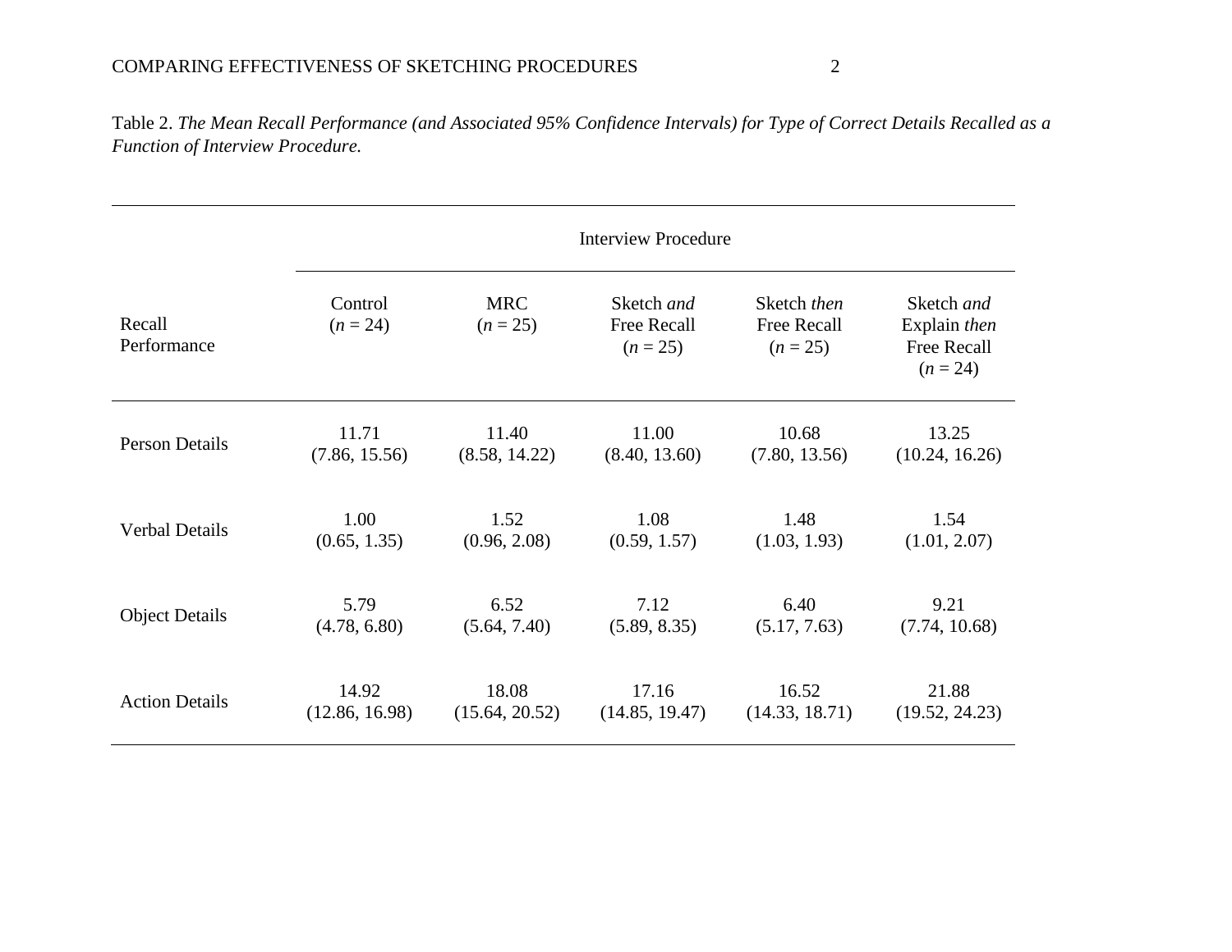Table 2. *The Mean Recall Performance (and Associated 95% Confidence Intervals) for Type of Correct Details Recalled as a Function of Interview Procedure.*

| | Interview Procedure | | | | |
|---|---|---|---|---|---|
| Recall Performance | Control (*n* = 24) | MRC (*n* = 25) | Sketch *and* Free Recall (*n* = 25) | Sketch *then* Free Recall (*n* = 25) | Sketch *and* Explain *then* Free Recall (*n* = 24) |
| Person Details | 11.71 (7.86, 15.56) | 11.40 (8.58, 14.22) | 11.00 (8.40, 13.60) | 10.68 (7.80, 13.56) | 13.25 (10.24, 16.26) |
| Verbal Details | 1.00 (0.65, 1.35) | 1.52 (0.96, 2.08) | 1.08 (0.59, 1.57) | 1.48 (1.03, 1.93) | 1.54 (1.01, 2.07) |
| Object Details | 5.79 (4.78, 6.80) | 6.52 (5.64, 7.40) | 7.12 (5.89, 8.35) | 6.40 (5.17, 7.63) | 9.21 (7.74, 10.68) |
| Action Details | 14.92 (12.86, 16.98) | 18.08 (15.64, 20.52) | 17.16 (14.85, 19.47) | 16.52 (14.33, 18.71) | 21.88 (19.52, 24.23) |